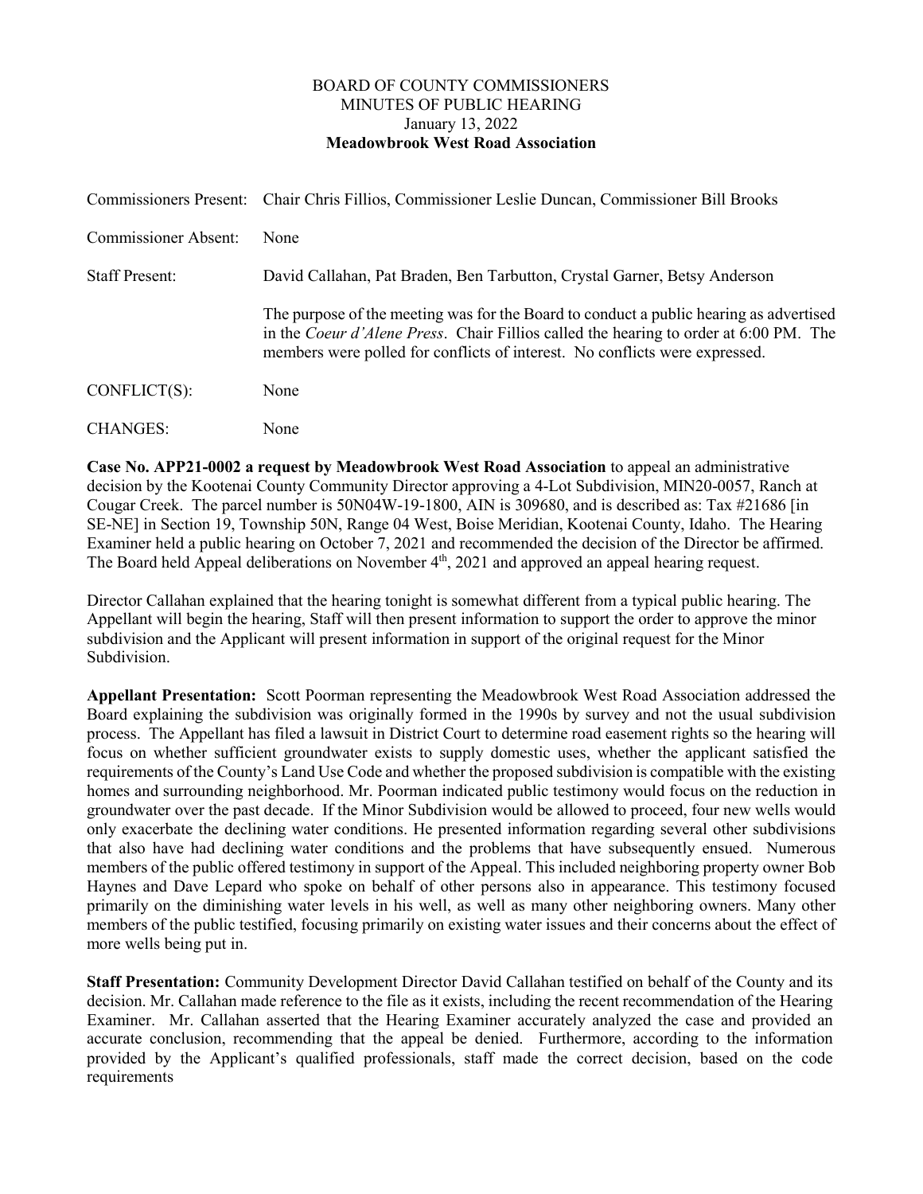# BOARD OF COUNTY COMMISSIONERS
## MINUTES OF PUBLIC HEARING
### January 13, 2022
### **Meadowbrook West Road Association**

| | |
|---|---|
| Commissioners Present: | Chair Chris Fillios, Commissioner Leslie Duncan, Commissioner Bill Brooks |
| Commissioner Absent: | None |
| Staff Present: | David Callahan, Pat Braden, Ben Tarbutton, Crystal Garner, Betsy Anderson |

The purpose of the meeting was for the Board to conduct a public hearing as advertised in the *Coeur d'Alene Press*. Chair Fillios called the hearing to order at 6:00 PM. The members were polled for conflicts of interest. No conflicts were expressed.

| | |
|---|---|
| CONFLICT(S): | None |
| CHANGES: | None |

**Case No. APP21-0002 a request by Meadowbrook West Road Association** to appeal an administrative decision by the Kootenai County Community Director approving a 4-Lot Subdivision, MIN20-0057, Ranch at Cougar Creek. The parcel number is 50N04W-19-1800, AIN is 309680, and is described as: Tax #21686 [in SE-NE] in Section 19, Township 50N, Range 04 West, Boise Meridian, Kootenai County, Idaho. The Hearing Examiner held a public hearing on October 7, 2021 and recommended the decision of the Director be affirmed. The Board held Appeal deliberations on November 4th, 2021 and approved an appeal hearing request.

Director Callahan explained that the hearing tonight is somewhat different from a typical public hearing. The Appellant will begin the hearing, Staff will then present information to support the order to approve the minor subdivision and the Applicant will present information in support of the original request for the Minor Subdivision.

**Appellant Presentation:** Scott Poorman representing the Meadowbrook West Road Association addressed the Board explaining the subdivision was originally formed in the 1990s by survey and not the usual subdivision process. The Appellant has filed a lawsuit in District Court to determine road easement rights so the hearing will focus on whether sufficient groundwater exists to supply domestic uses, whether the applicant satisfied the requirements of the County's Land Use Code and whether the proposed subdivision is compatible with the existing homes and surrounding neighborhood. Mr. Poorman indicated public testimony would focus on the reduction in groundwater over the past decade. If the Minor Subdivision would be allowed to proceed, four new wells would only exacerbate the declining water conditions. He presented information regarding several other subdivisions that also have had declining water conditions and the problems that have subsequently ensued. Numerous members of the public offered testimony in support of the Appeal. This included neighboring property owner Bob Haynes and Dave Lepard who spoke on behalf of other persons also in appearance. This testimony focused primarily on the diminishing water levels in his well, as well as many other neighboring owners. Many other members of the public testified, focusing primarily on existing water issues and their concerns about the effect of more wells being put in.

**Staff Presentation:** Community Development Director David Callahan testified on behalf of the County and its decision. Mr. Callahan made reference to the file as it exists, including the recent recommendation of the Hearing Examiner. Mr. Callahan asserted that the Hearing Examiner accurately analyzed the case and provided an accurate conclusion, recommending that the appeal be denied. Furthermore, according to the information provided by the Applicant's qualified professionals, staff made the correct decision, based on the code requirements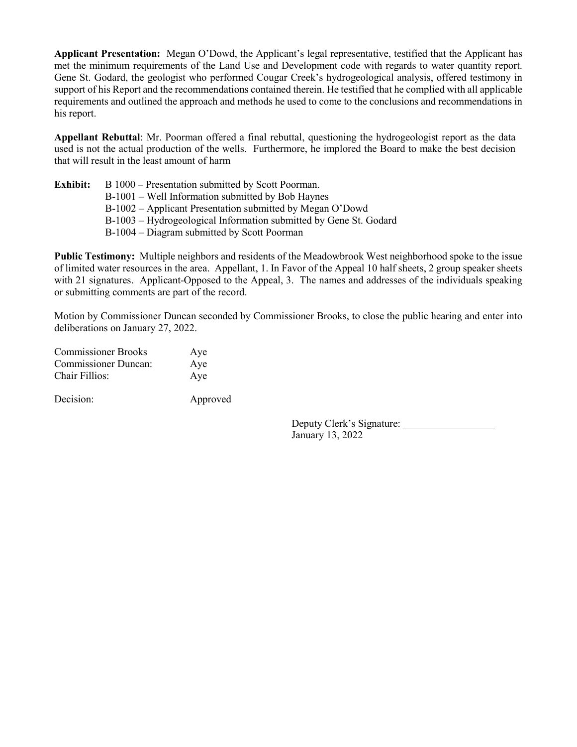**Applicant Presentation:** Megan O'Dowd, the Applicant's legal representative, testified that the Applicant has met the minimum requirements of the Land Use and Development code with regards to water quantity report. Gene St. Godard, the geologist who performed Cougar Creek's hydrogeological analysis, offered testimony in support of his Report and the recommendations contained therein. He testified that he complied with all applicable requirements and outlined the approach and methods he used to come to the conclusions and recommendations in his report.

**Appellant Rebuttal**: Mr. Poorman offered a final rebuttal, questioning the hydrogeologist report as the data used is not the actual production of the wells. Furthermore, he implored the Board to make the best decision that will result in the least amount of harm

**Exhibit:** B 1000 – Presentation submitted by Scott Poorman.
B-1001 – Well Information submitted by Bob Haynes
B-1002 – Applicant Presentation submitted by Megan O'Dowd
B-1003 – Hydrogeological Information submitted by Gene St. Godard
B-1004 – Diagram submitted by Scott Poorman

**Public Testimony:** Multiple neighbors and residents of the Meadowbrook West neighborhood spoke to the issue of limited water resources in the area. Appellant, 1. In Favor of the Appeal 10 half sheets, 2 group speaker sheets with 21 signatures. Applicant-Opposed to the Appeal, 3. The names and addresses of the individuals speaking or submitting comments are part of the record.

Motion by Commissioner Duncan seconded by Commissioner Brooks, to close the public hearing and enter into deliberations on January 27, 2022.

| | |
|---|---|
| Commissioner Brooks | Aye |
| Commissioner Duncan: | Aye |
| Chair Fillios: | Aye |

Decision: Approved

Deputy Clerk's Signature: ____________
January 13, 2022